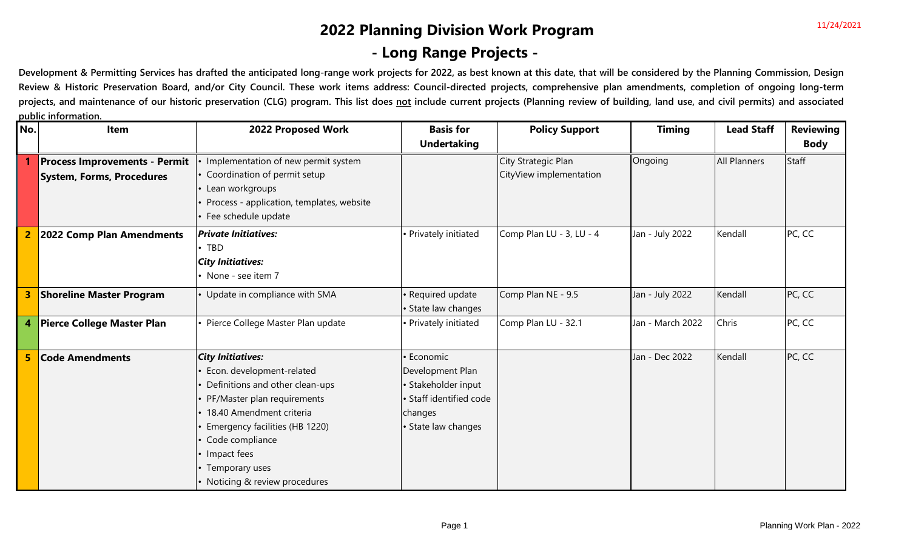# 2022 Planning Division Work Program

## - Long Range Projects -

11/24/2021

**Development & Permitting Services has drafted the anticipated long-range work projects for 2022, as best known at this date, that will be considered by the Planning Commission, Design Review & Historic Preservation Board, and/or City Council. These work items address: Council-directed projects, comprehensive plan amendments, completion of ongoing long-term projects, and maintenance of our historic preservation (CLG) program. This list does not include current projects (Planning review of building, land use, and civil permits) and associated public information.**

| No. | Item | 2022 Proposed Work | Basis for Undertaking | Policy Support | Timing | Lead Staff | Reviewing Body |
|---|---|---|---|---|---|---|---|
| 1 | **Process Improvements - Permit System, Forms, Procedures** | • Implementation of new permit system<br>• Coordination of permit setup<br>• Lean workgroups<br>• Process - application, templates, website<br>• Fee schedule update | | City Strategic Plan<br>CityView implementation | Ongoing | All Planners | Staff |
| 2 | **2022 Comp Plan Amendments** | ***Private Initiatives:***<br>• TBD<br>***City Initiatives:***<br>• None - see item 7 | • Privately initiated | Comp Plan LU - 3, LU - 4 | Jan - July 2022 | Kendall | PC, CC |
| 3 | **Shoreline Master Program** | • Update in compliance with SMA | • Required update<br>• State law changes | Comp Plan NE - 9.5 | Jan - July 2022 | Kendall | PC, CC |
| 4 | **Pierce College Master Plan** | • Pierce College Master Plan update | • Privately initiated | Comp Plan LU - 32.1 | Jan - March 2022 | Chris | PC, CC |
| 5 | **Code Amendments** | ***City Initiatives:***<br>• Econ. development-related<br>• Definitions and other clean-ups<br>• PF/Master plan requirements<br>• 18.40 Amendment criteria<br>• Emergency facilities (HB 1220)<br>• Code compliance<br>• Impact fees<br>• Temporary uses<br>• Noticing & review procedures | • Economic Development Plan<br>• Stakeholder input<br>• Staff identified code changes<br>• State law changes | | Jan - Dec 2022 | Kendall | PC, CC |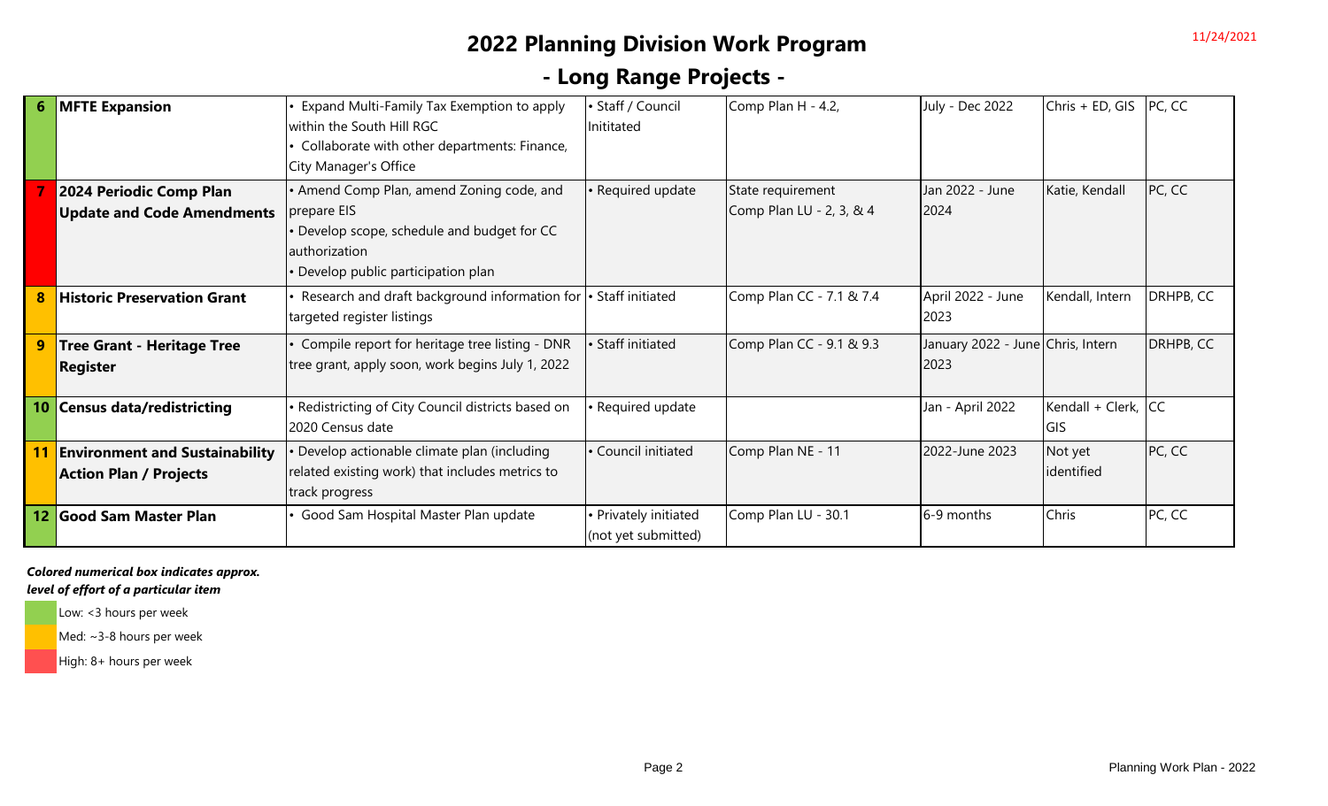# 2022 Planning Division Work Program

## - Long Range Projects -

| # | Project | Description | Initiation | Reference | Timeline | Staff | Review |
|---|---|---|---|---|---|---|---|
| 6 | **MFTE Expansion** | • Expand Multi-Family Tax Exemption to apply within the South Hill RGC<br>• Collaborate with other departments: Finance, City Manager's Office | • Staff / Council Inititated | Comp Plan H - 4.2, | July - Dec 2022 | Chris + ED, GIS | PC, CC |
| 7 | **2024 Periodic Comp Plan Update and Code Amendments** | • Amend Comp Plan, amend Zoning code, and prepare EIS<br>• Develop scope, schedule and budget for CC authorization<br>• Develop public participation plan | • Required update | State requirement<br>Comp Plan LU - 2, 3, & 4 | Jan 2022 - June 2024 | Katie, Kendall | PC, CC |
| 8 | **Historic Preservation Grant** | • Research and draft background information for targeted register listings | • Staff initiated | Comp Plan CC - 7.1 & 7.4 | April 2022 - June 2023 | Kendall, Intern | DRHPB, CC |
| 9 | **Tree Grant - Heritage Tree Register** | • Compile report for heritage tree listing - DNR tree grant, apply soon, work begins July 1, 2022 | • Staff initiated | Comp Plan CC - 9.1 & 9.3 | January 2022 - June 2023 | Chris, Intern | DRHPB, CC |
| 10 | **Census data/redistricting** | • Redistricting of City Council districts based on 2020 Census date | • Required update | | Jan - April 2022 | Kendall + Clerk, GIS | CC |
| 11 | **Environment and Sustainability Action Plan / Projects** | • Develop actionable climate plan (including related existing work) that includes metrics to track progress | • Council initiated | Comp Plan NE - 11 | 2022-June 2023 | Not yet identified | PC, CC |
| 12 | **Good Sam Master Plan** | • Good Sam Hospital Master Plan update | • Privately initiated (not yet submitted) | Comp Plan LU - 30.1 | 6-9 months | Chris | PC, CC |

***Colored numerical box indicates approx. level of effort of a particular item***

- Low: <3 hours per week
- Med: ~3-8 hours per week
- High: 8+ hours per week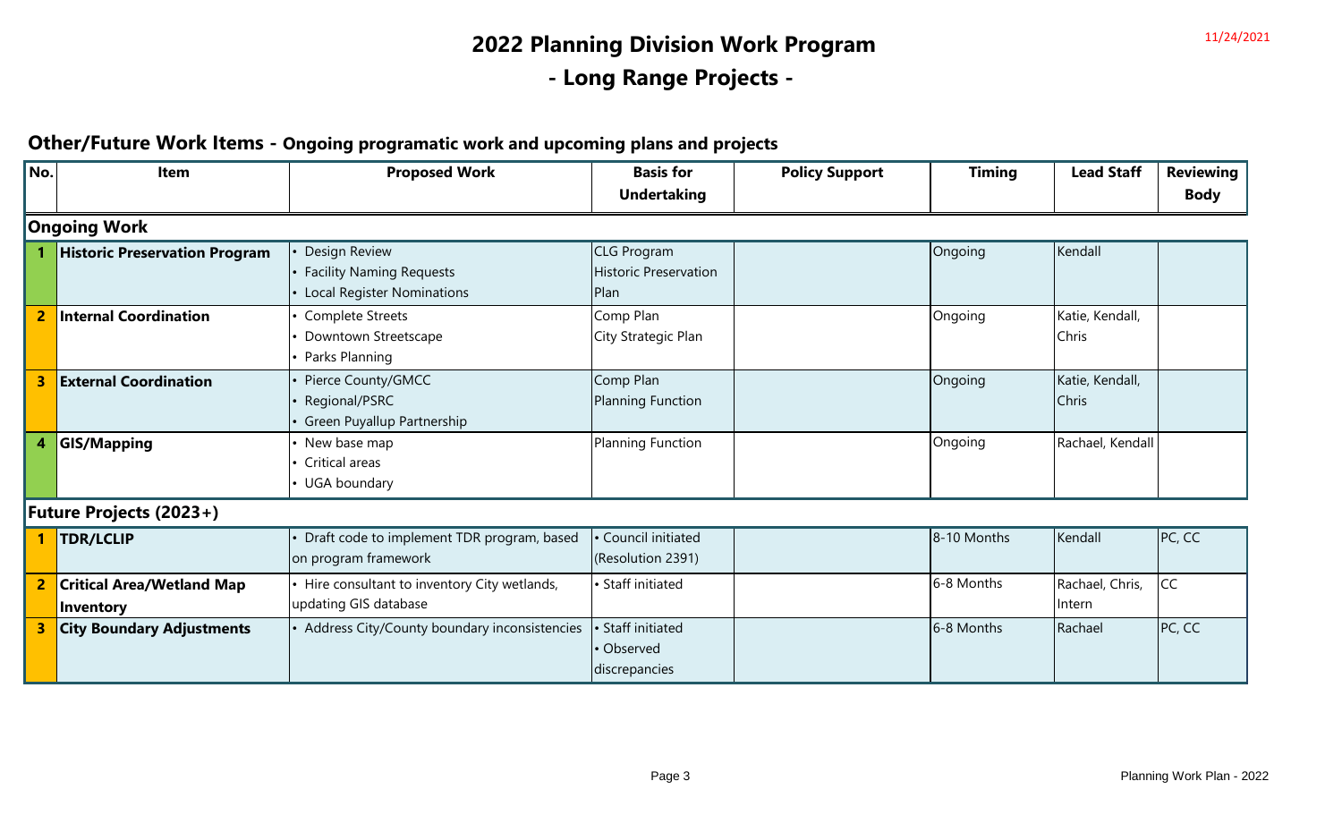# 2022 Planning Division Work Program

## - Long Range Projects -

11/24/2021

### Other/Future Work Items - Ongoing programatic work and upcoming plans and projects

| No. | Item | Proposed Work | Basis for Undertaking | Policy Support | Timing | Lead Staff | Reviewing Body |
|---|---|---|---|---|---|---|---|
| **Ongoing Work** | | | | | | | |
| 1 | **Historic Preservation Program** | • Design Review<br>• Facility Naming Requests<br>• Local Register Nominations | CLG Program<br>Historic Preservation Plan | | Ongoing | Kendall | |
| 2 | **Internal Coordination** | • Complete Streets<br>• Downtown Streetscape<br>• Parks Planning | Comp Plan<br>City Strategic Plan | | Ongoing | Katie, Kendall, Chris | |
| 3 | **External Coordination** | • Pierce County/GMCC<br>• Regional/PSRC<br>• Green Puyallup Partnership | Comp Plan<br>Planning Function | | Ongoing | Katie, Kendall, Chris | |
| 4 | **GIS/Mapping** | • New base map<br>• Critical areas<br>• UGA boundary | Planning Function | | Ongoing | Rachael, Kendall | |
| **Future Projects (2023+)** | | | | | | | |
| 1 | **TDR/LCLIP** | • Draft code to implement TDR program, based on program framework | • Council initiated (Resolution 2391) | | 8-10 Months | Kendall | PC, CC |
| 2 | **Critical Area/Wetland Map Inventory** | • Hire consultant to inventory City wetlands, updating GIS database | • Staff initiated | | 6-8 Months | Rachael, Chris, Intern | CC |
| 3 | **City Boundary Adjustments** | • Address City/County boundary inconsistencies | • Staff initiated<br>• Observed discrepancies | | 6-8 Months | Rachael | PC, CC |